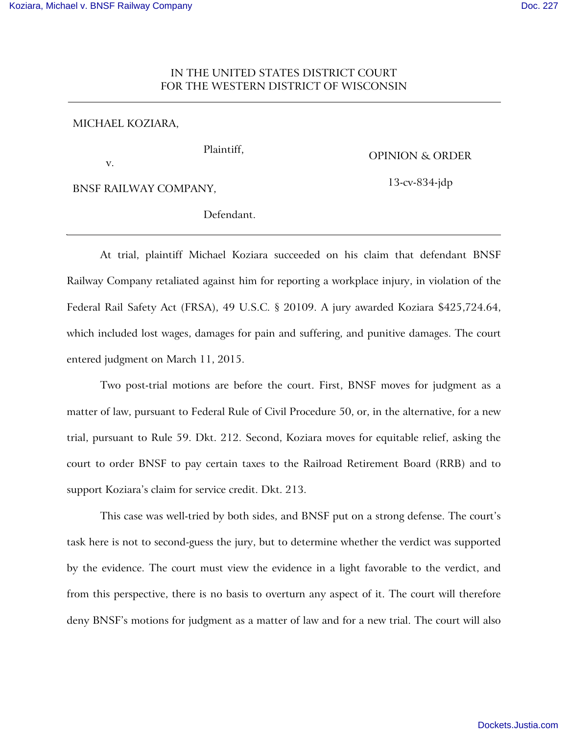IN THE UNITED STATES DISTRICT COURT
FOR THE WESTERN DISTRICT OF WISCONSIN

---

MICHAEL KOZIARA,

Plaintiff,

v.

BNSF RAILWAY COMPANY,

Defendant.

OPINION & ORDER

13-cv-834-jdp

---

At trial, plaintiff Michael Koziara succeeded on his claim that defendant BNSF Railway Company retaliated against him for reporting a workplace injury, in violation of the Federal Rail Safety Act (FRSA), 49 U.S.C. § 20109. A jury awarded Koziara $425,724.64, which included lost wages, damages for pain and suffering, and punitive damages. The court entered judgment on March 11, 2015.

Two post-trial motions are before the court. First, BNSF moves for judgment as a matter of law, pursuant to Federal Rule of Civil Procedure 50, or, in the alternative, for a new trial, pursuant to Rule 59. Dkt. 212. Second, Koziara moves for equitable relief, asking the court to order BNSF to pay certain taxes to the Railroad Retirement Board (RRB) and to support Koziara's claim for service credit. Dkt. 213.

This case was well-tried by both sides, and BNSF put on a strong defense. The court's task here is not to second-guess the jury, but to determine whether the verdict was supported by the evidence. The court must view the evidence in a light favorable to the verdict, and from this perspective, there is no basis to overturn any aspect of it. The court will therefore deny BNSF's motions for judgment as a matter of law and for a new trial. The court will also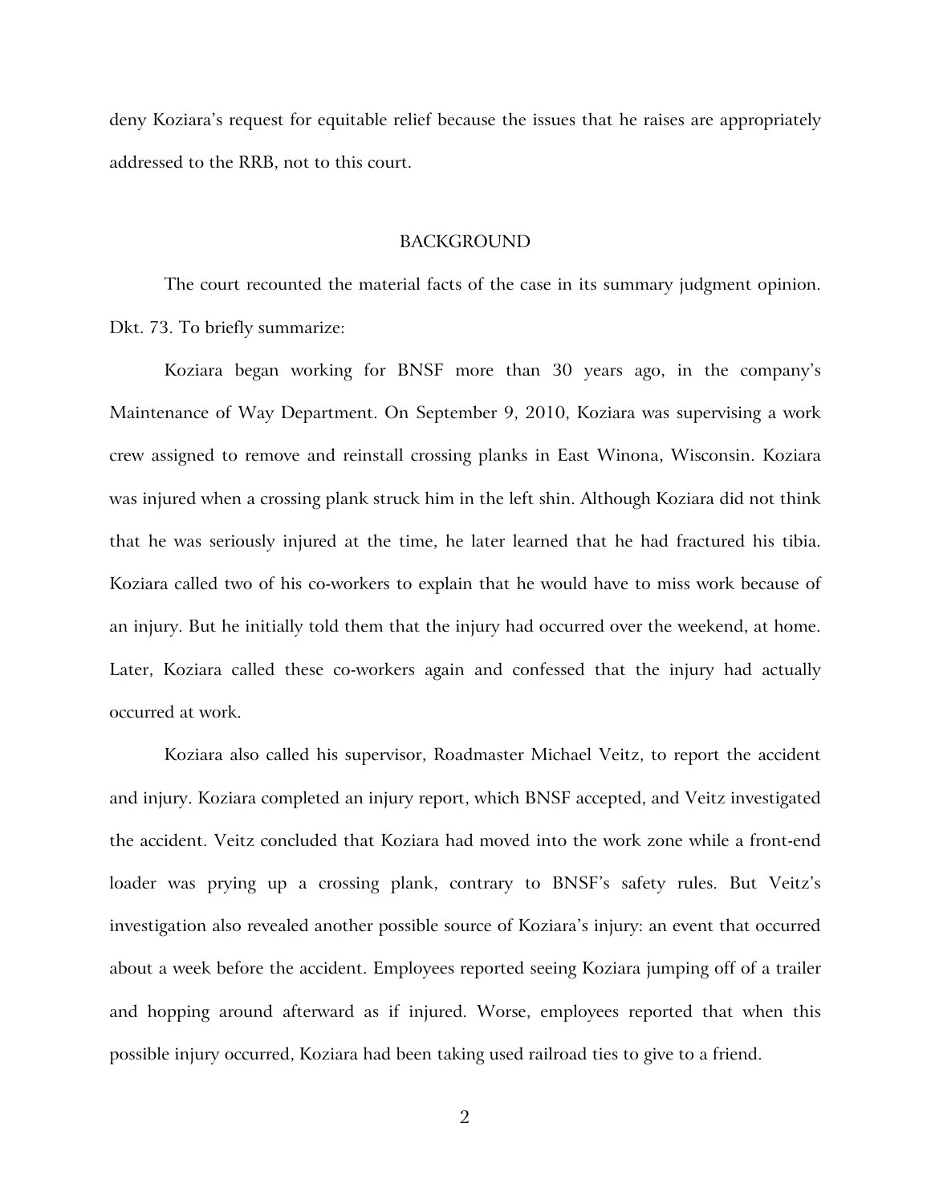deny Koziara's request for equitable relief because the issues that he raises are appropriately addressed to the RRB, not to this court.

## BACKGROUND

The court recounted the material facts of the case in its summary judgment opinion. Dkt. 73. To briefly summarize:

Koziara began working for BNSF more than 30 years ago, in the company's Maintenance of Way Department. On September 9, 2010, Koziara was supervising a work crew assigned to remove and reinstall crossing planks in East Winona, Wisconsin. Koziara was injured when a crossing plank struck him in the left shin. Although Koziara did not think that he was seriously injured at the time, he later learned that he had fractured his tibia. Koziara called two of his co-workers to explain that he would have to miss work because of an injury. But he initially told them that the injury had occurred over the weekend, at home. Later, Koziara called these co-workers again and confessed that the injury had actually occurred at work.

Koziara also called his supervisor, Roadmaster Michael Veitz, to report the accident and injury. Koziara completed an injury report, which BNSF accepted, and Veitz investigated the accident. Veitz concluded that Koziara had moved into the work zone while a front-end loader was prying up a crossing plank, contrary to BNSF's safety rules. But Veitz's investigation also revealed another possible source of Koziara's injury: an event that occurred about a week before the accident. Employees reported seeing Koziara jumping off of a trailer and hopping around afterward as if injured. Worse, employees reported that when this possible injury occurred, Koziara had been taking used railroad ties to give to a friend.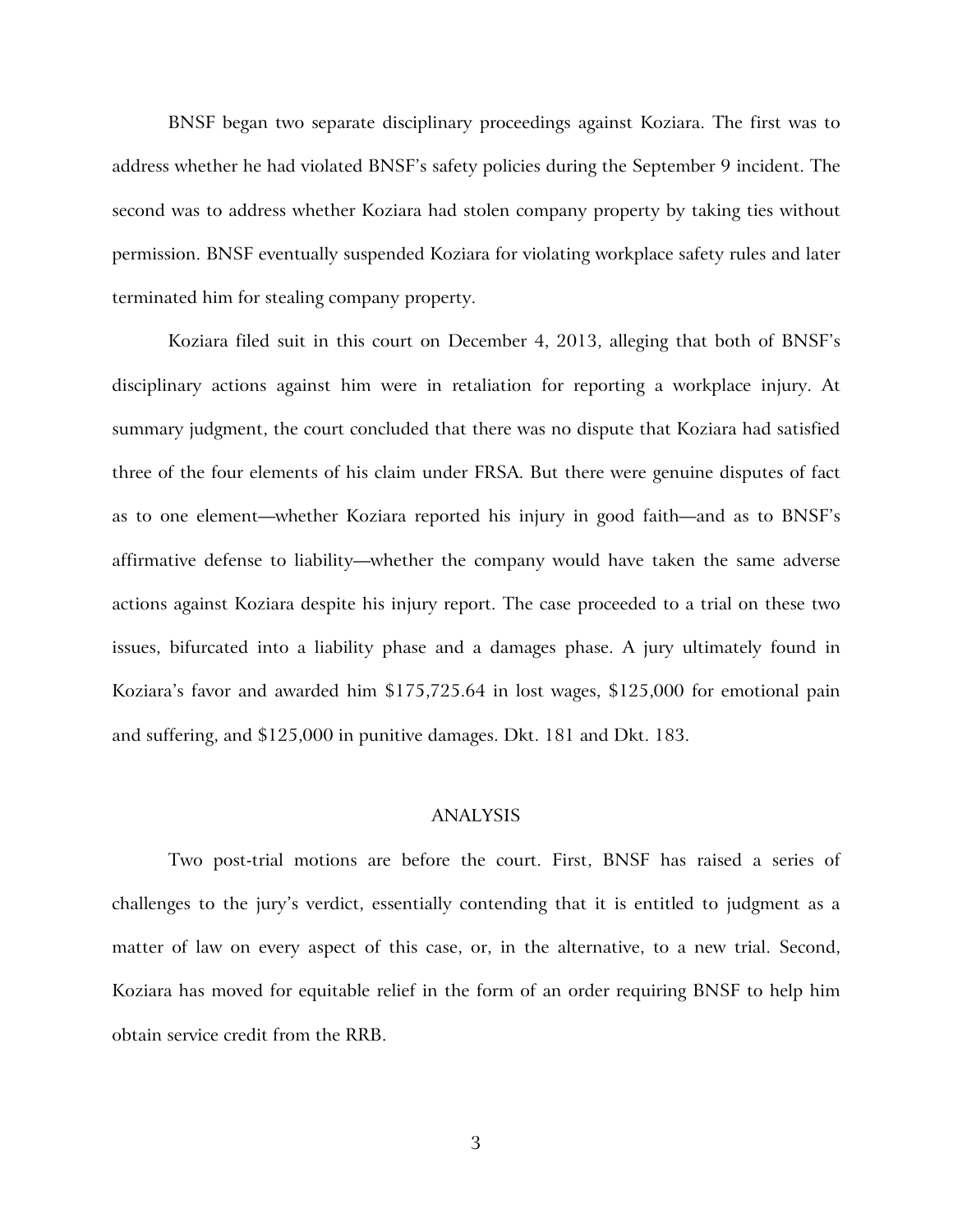BNSF began two separate disciplinary proceedings against Koziara. The first was to address whether he had violated BNSF's safety policies during the September 9 incident. The second was to address whether Koziara had stolen company property by taking ties without permission. BNSF eventually suspended Koziara for violating workplace safety rules and later terminated him for stealing company property.

Koziara filed suit in this court on December 4, 2013, alleging that both of BNSF's disciplinary actions against him were in retaliation for reporting a workplace injury. At summary judgment, the court concluded that there was no dispute that Koziara had satisfied three of the four elements of his claim under FRSA. But there were genuine disputes of fact as to one element—whether Koziara reported his injury in good faith—and as to BNSF's affirmative defense to liability—whether the company would have taken the same adverse actions against Koziara despite his injury report. The case proceeded to a trial on these two issues, bifurcated into a liability phase and a damages phase. A jury ultimately found in Koziara's favor and awarded him $175,725.64 in lost wages, $125,000 for emotional pain and suffering, and $125,000 in punitive damages. Dkt. 181 and Dkt. 183.

## ANALYSIS

Two post-trial motions are before the court. First, BNSF has raised a series of challenges to the jury's verdict, essentially contending that it is entitled to judgment as a matter of law on every aspect of this case, or, in the alternative, to a new trial. Second, Koziara has moved for equitable relief in the form of an order requiring BNSF to help him obtain service credit from the RRB.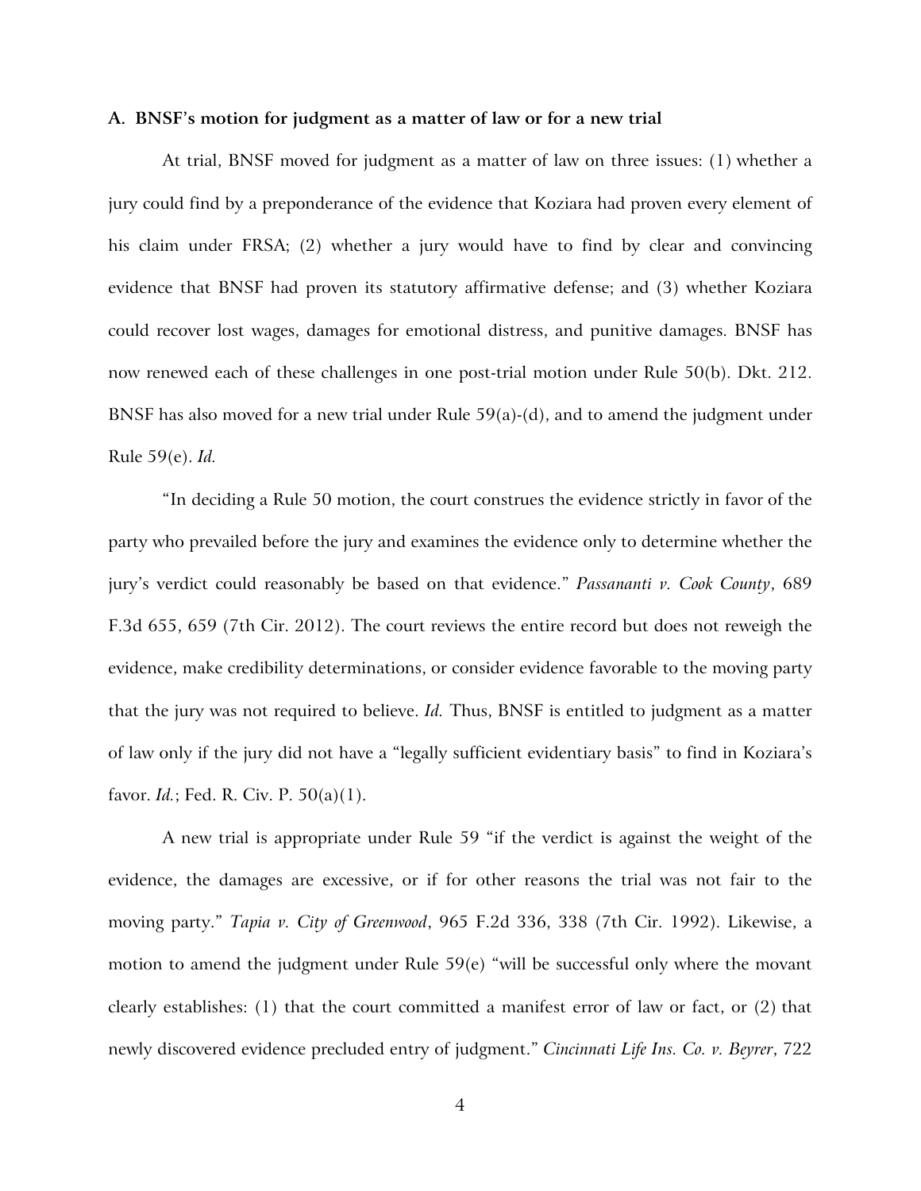### A. BNSF's motion for judgment as a matter of law or for a new trial

At trial, BNSF moved for judgment as a matter of law on three issues: (1) whether a jury could find by a preponderance of the evidence that Koziara had proven every element of his claim under FRSA; (2) whether a jury would have to find by clear and convincing evidence that BNSF had proven its statutory affirmative defense; and (3) whether Koziara could recover lost wages, damages for emotional distress, and punitive damages. BNSF has now renewed each of these challenges in one post-trial motion under Rule 50(b). Dkt. 212. BNSF has also moved for a new trial under Rule 59(a)-(d), and to amend the judgment under Rule 59(e). *Id.*

"In deciding a Rule 50 motion, the court construes the evidence strictly in favor of the party who prevailed before the jury and examines the evidence only to determine whether the jury's verdict could reasonably be based on that evidence." *Passananti v. Cook County*, 689 F.3d 655, 659 (7th Cir. 2012). The court reviews the entire record but does not reweigh the evidence, make credibility determinations, or consider evidence favorable to the moving party that the jury was not required to believe. *Id.* Thus, BNSF is entitled to judgment as a matter of law only if the jury did not have a "legally sufficient evidentiary basis" to find in Koziara's favor. *Id.*; Fed. R. Civ. P. 50(a)(1).

A new trial is appropriate under Rule 59 "if the verdict is against the weight of the evidence, the damages are excessive, or if for other reasons the trial was not fair to the moving party." *Tapia v. City of Greenwood*, 965 F.2d 336, 338 (7th Cir. 1992). Likewise, a motion to amend the judgment under Rule 59(e) "will be successful only where the movant clearly establishes: (1) that the court committed a manifest error of law or fact, or (2) that newly discovered evidence precluded entry of judgment." *Cincinnati Life Ins. Co. v. Beyrer*, 722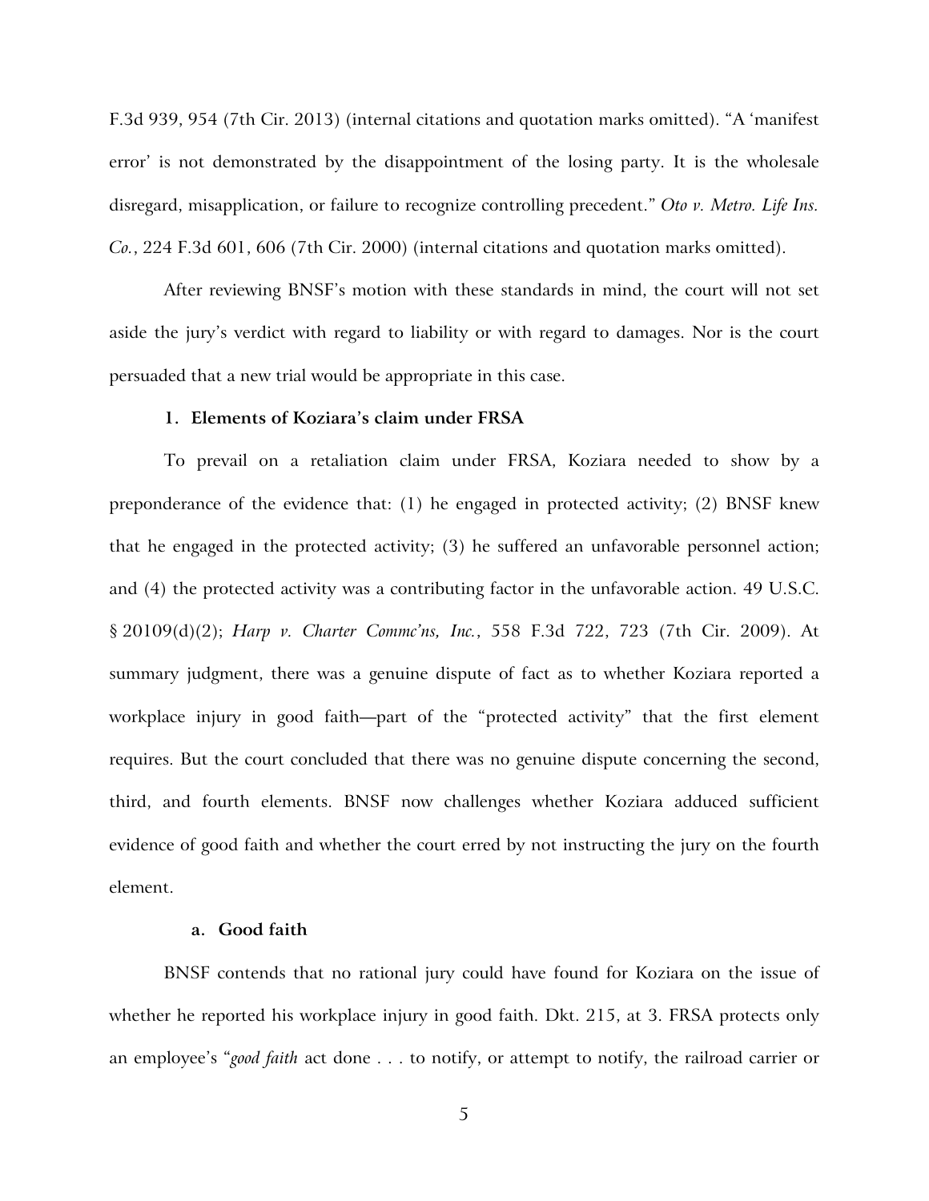F.3d 939, 954 (7th Cir. 2013) (internal citations and quotation marks omitted). "A 'manifest error' is not demonstrated by the disappointment of the losing party. It is the wholesale disregard, misapplication, or failure to recognize controlling precedent." *Oto v. Metro. Life Ins. Co.*, 224 F.3d 601, 606 (7th Cir. 2000) (internal citations and quotation marks omitted).

After reviewing BNSF's motion with these standards in mind, the court will not set aside the jury's verdict with regard to liability or with regard to damages. Nor is the court persuaded that a new trial would be appropriate in this case.

### 1. Elements of Koziara's claim under FRSA

To prevail on a retaliation claim under FRSA, Koziara needed to show by a preponderance of the evidence that: (1) he engaged in protected activity; (2) BNSF knew that he engaged in the protected activity; (3) he suffered an unfavorable personnel action; and (4) the protected activity was a contributing factor in the unfavorable action. 49 U.S.C. § 20109(d)(2); *Harp v. Charter Commc'ns, Inc.*, 558 F.3d 722, 723 (7th Cir. 2009). At summary judgment, there was a genuine dispute of fact as to whether Koziara reported a workplace injury in good faith—part of the "protected activity" that the first element requires. But the court concluded that there was no genuine dispute concerning the second, third, and fourth elements. BNSF now challenges whether Koziara adduced sufficient evidence of good faith and whether the court erred by not instructing the jury on the fourth element.

#### a. Good faith

BNSF contends that no rational jury could have found for Koziara on the issue of whether he reported his workplace injury in good faith. Dkt. 215, at 3. FRSA protects only an employee's "*good faith* act done . . . to notify, or attempt to notify, the railroad carrier or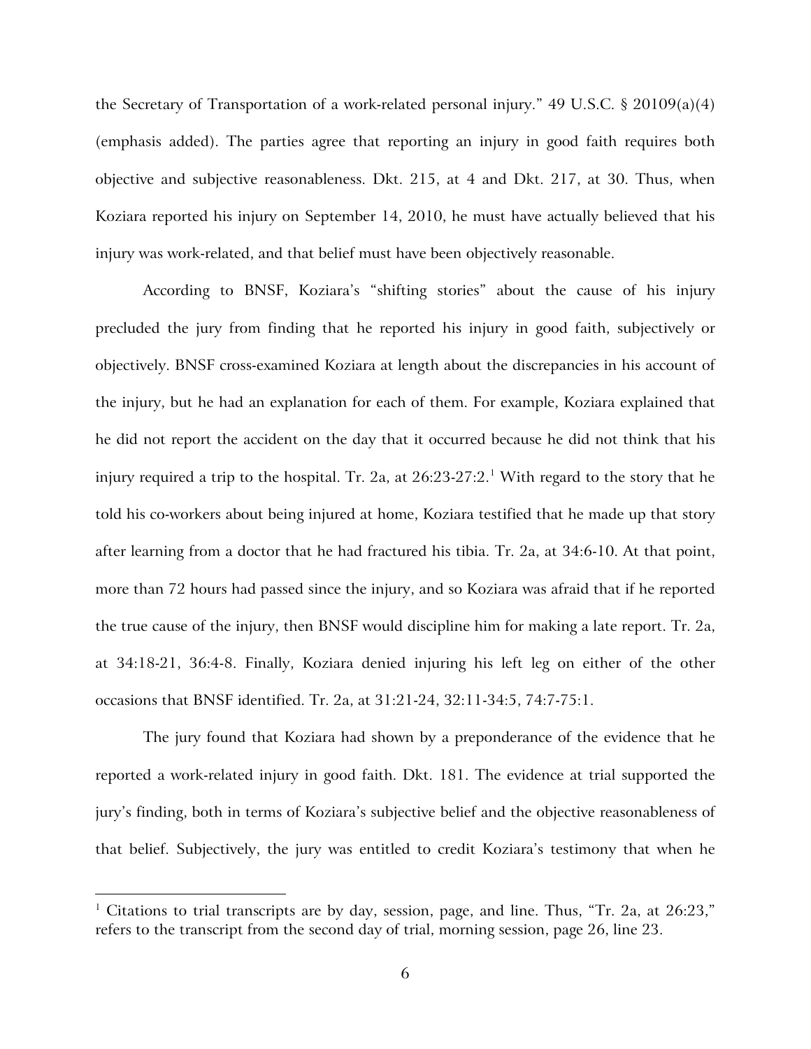the Secretary of Transportation of a work-related personal injury." 49 U.S.C. § 20109(a)(4) (emphasis added). The parties agree that reporting an injury in good faith requires both objective and subjective reasonableness. Dkt. 215, at 4 and Dkt. 217, at 30. Thus, when Koziara reported his injury on September 14, 2010, he must have actually believed that his injury was work-related, and that belief must have been objectively reasonable.

According to BNSF, Koziara's "shifting stories" about the cause of his injury precluded the jury from finding that he reported his injury in good faith, subjectively or objectively. BNSF cross-examined Koziara at length about the discrepancies in his account of the injury, but he had an explanation for each of them. For example, Koziara explained that he did not report the accident on the day that it occurred because he did not think that his injury required a trip to the hospital. Tr. 2a, at 26:23-27:2.[1] With regard to the story that he told his co-workers about being injured at home, Koziara testified that he made up that story after learning from a doctor that he had fractured his tibia. Tr. 2a, at 34:6-10. At that point, more than 72 hours had passed since the injury, and so Koziara was afraid that if he reported the true cause of the injury, then BNSF would discipline him for making a late report. Tr. 2a, at 34:18-21, 36:4-8. Finally, Koziara denied injuring his left leg on either of the other occasions that BNSF identified. Tr. 2a, at 31:21-24, 32:11-34:5, 74:7-75:1.

The jury found that Koziara had shown by a preponderance of the evidence that he reported a work-related injury in good faith. Dkt. 181. The evidence at trial supported the jury's finding, both in terms of Koziara's subjective belief and the objective reasonableness of that belief. Subjectively, the jury was entitled to credit Koziara's testimony that when he

---

[1] Citations to trial transcripts are by day, session, page, and line. Thus, "Tr. 2a, at 26:23," refers to the transcript from the second day of trial, morning session, page 26, line 23.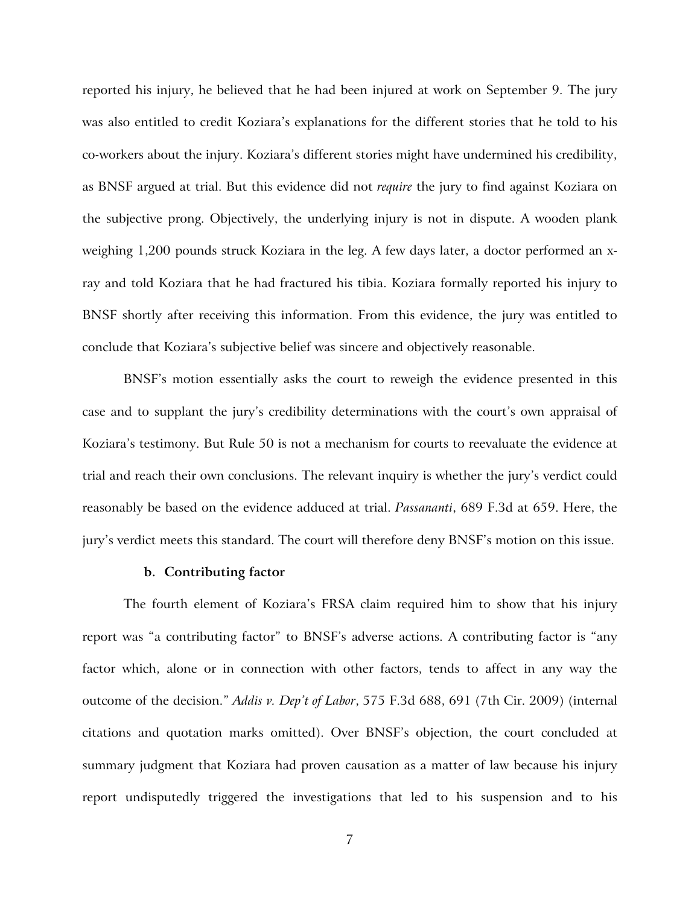reported his injury, he believed that he had been injured at work on September 9. The jury was also entitled to credit Koziara's explanations for the different stories that he told to his co-workers about the injury. Koziara's different stories might have undermined his credibility, as BNSF argued at trial. But this evidence did not *require* the jury to find against Koziara on the subjective prong. Objectively, the underlying injury is not in dispute. A wooden plank weighing 1,200 pounds struck Koziara in the leg. A few days later, a doctor performed an x-ray and told Koziara that he had fractured his tibia. Koziara formally reported his injury to BNSF shortly after receiving this information. From this evidence, the jury was entitled to conclude that Koziara's subjective belief was sincere and objectively reasonable.

BNSF's motion essentially asks the court to reweigh the evidence presented in this case and to supplant the jury's credibility determinations with the court's own appraisal of Koziara's testimony. But Rule 50 is not a mechanism for courts to reevaluate the evidence at trial and reach their own conclusions. The relevant inquiry is whether the jury's verdict could reasonably be based on the evidence adduced at trial. *Passananti*, 689 F.3d at 659. Here, the jury's verdict meets this standard. The court will therefore deny BNSF's motion on this issue.

**b. Contributing factor**

The fourth element of Koziara's FRSA claim required him to show that his injury report was "a contributing factor" to BNSF's adverse actions. A contributing factor is "any factor which, alone or in connection with other factors, tends to affect in any way the outcome of the decision." *Addis v. Dep't of Labor*, 575 F.3d 688, 691 (7th Cir. 2009) (internal citations and quotation marks omitted). Over BNSF's objection, the court concluded at summary judgment that Koziara had proven causation as a matter of law because his injury report undisputedly triggered the investigations that led to his suspension and to his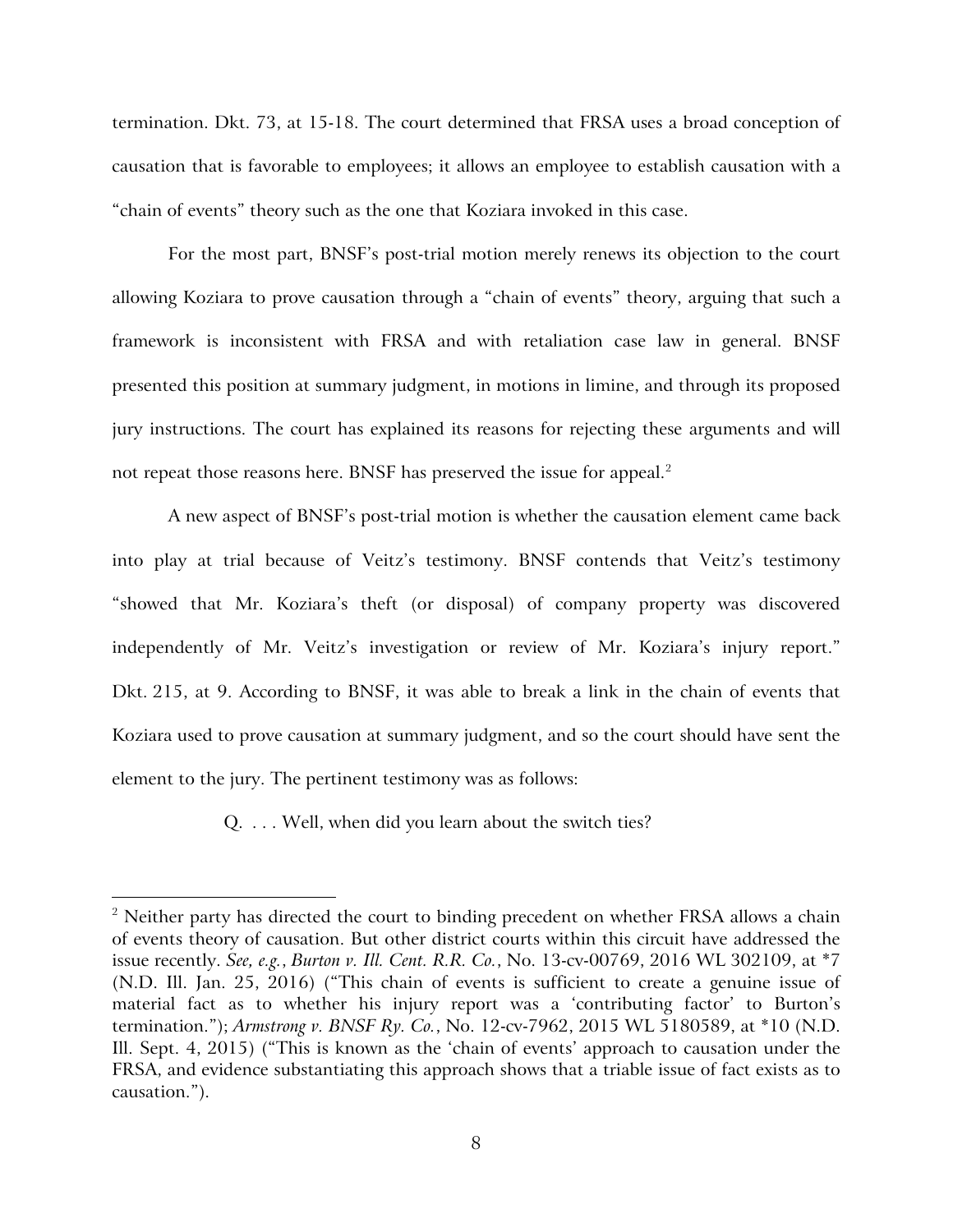termination. Dkt. 73, at 15-18. The court determined that FRSA uses a broad conception of causation that is favorable to employees; it allows an employee to establish causation with a "chain of events" theory such as the one that Koziara invoked in this case.

For the most part, BNSF's post-trial motion merely renews its objection to the court allowing Koziara to prove causation through a "chain of events" theory, arguing that such a framework is inconsistent with FRSA and with retaliation case law in general. BNSF presented this position at summary judgment, in motions in limine, and through its proposed jury instructions. The court has explained its reasons for rejecting these arguments and will not repeat those reasons here. BNSF has preserved the issue for appeal.[2]

A new aspect of BNSF's post-trial motion is whether the causation element came back into play at trial because of Veitz's testimony. BNSF contends that Veitz's testimony "showed that Mr. Koziara's theft (or disposal) of company property was discovered independently of Mr. Veitz's investigation or review of Mr. Koziara's injury report." Dkt. 215, at 9. According to BNSF, it was able to break a link in the chain of events that Koziara used to prove causation at summary judgment, and so the court should have sent the element to the jury. The pertinent testimony was as follows:

> Q. . . . Well, when did you learn about the switch ties?

---

[2] Neither party has directed the court to binding precedent on whether FRSA allows a chain of events theory of causation. But other district courts within this circuit have addressed the issue recently. *See, e.g.*, *Burton v. Ill. Cent. R.R. Co.*, No. 13-cv-00769, 2016 WL 302109, at *7 (N.D. Ill. Jan. 25, 2016) ("This chain of events is sufficient to create a genuine issue of material fact as to whether his injury report was a 'contributing factor' to Burton's termination."); *Armstrong v. BNSF Ry. Co.*, No. 12-cv-7962, 2015 WL 5180589, at *10 (N.D. Ill. Sept. 4, 2015) ("This is known as the 'chain of events' approach to causation under the FRSA, and evidence substantiating this approach shows that a triable issue of fact exists as to causation.").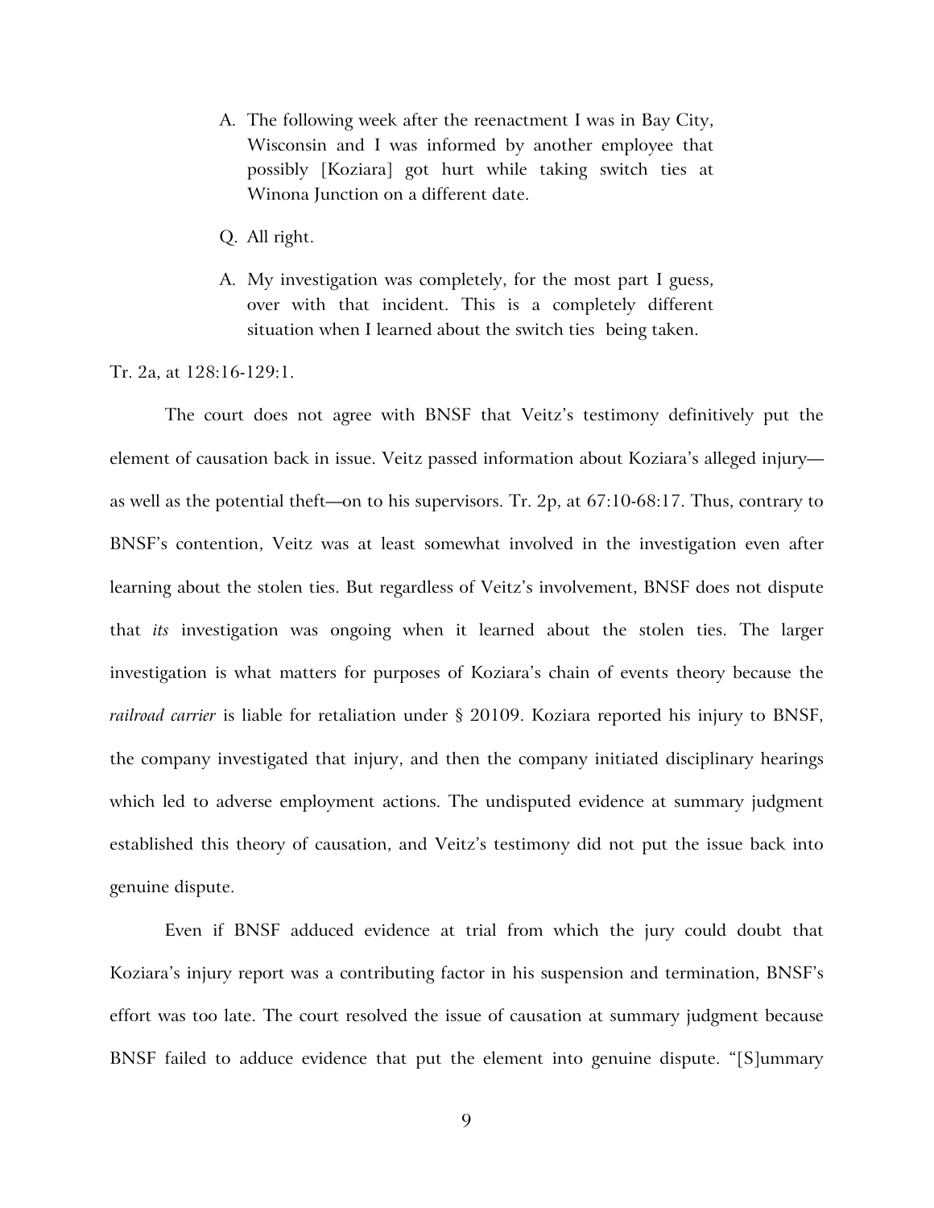A. The following week after the reenactment I was in Bay City, Wisconsin and I was informed by another employee that possibly [Koziara] got hurt while taking switch ties at Winona Junction on a different date.

Q. All right.

A. My investigation was completely, for the most part I guess, over with that incident. This is a completely different situation when I learned about the switch ties being taken.

Tr. 2a, at 128:16-129:1.

The court does not agree with BNSF that Veitz's testimony definitively put the element of causation back in issue. Veitz passed information about Koziara's alleged injury—as well as the potential theft—on to his supervisors. Tr. 2p, at 67:10-68:17. Thus, contrary to BNSF's contention, Veitz was at least somewhat involved in the investigation even after learning about the stolen ties. But regardless of Veitz's involvement, BNSF does not dispute that *its* investigation was ongoing when it learned about the stolen ties. The larger investigation is what matters for purposes of Koziara's chain of events theory because the *railroad carrier* is liable for retaliation under § 20109. Koziara reported his injury to BNSF, the company investigated that injury, and then the company initiated disciplinary hearings which led to adverse employment actions. The undisputed evidence at summary judgment established this theory of causation, and Veitz's testimony did not put the issue back into genuine dispute.

Even if BNSF adduced evidence at trial from which the jury could doubt that Koziara's injury report was a contributing factor in his suspension and termination, BNSF's effort was too late. The court resolved the issue of causation at summary judgment because BNSF failed to adduce evidence that put the element into genuine dispute. "[S]ummary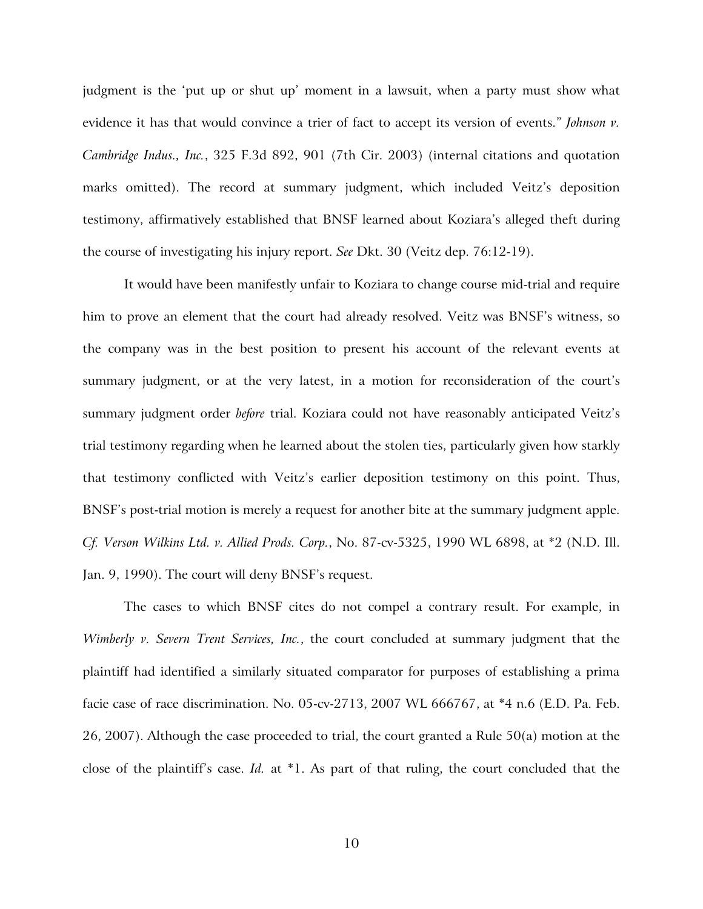judgment is the 'put up or shut up' moment in a lawsuit, when a party must show what evidence it has that would convince a trier of fact to accept its version of events." *Johnson v. Cambridge Indus., Inc.*, 325 F.3d 892, 901 (7th Cir. 2003) (internal citations and quotation marks omitted). The record at summary judgment, which included Veitz's deposition testimony, affirmatively established that BNSF learned about Koziara's alleged theft during the course of investigating his injury report. *See* Dkt. 30 (Veitz dep. 76:12-19).

It would have been manifestly unfair to Koziara to change course mid-trial and require him to prove an element that the court had already resolved. Veitz was BNSF's witness, so the company was in the best position to present his account of the relevant events at summary judgment, or at the very latest, in a motion for reconsideration of the court's summary judgment order *before* trial. Koziara could not have reasonably anticipated Veitz's trial testimony regarding when he learned about the stolen ties, particularly given how starkly that testimony conflicted with Veitz's earlier deposition testimony on this point. Thus, BNSF's post-trial motion is merely a request for another bite at the summary judgment apple. *Cf. Verson Wilkins Ltd. v. Allied Prods. Corp.*, No. 87-cv-5325, 1990 WL 6898, at *2 (N.D. Ill. Jan. 9, 1990). The court will deny BNSF's request.

The cases to which BNSF cites do not compel a contrary result. For example, in *Wimberly v. Severn Trent Services, Inc.*, the court concluded at summary judgment that the plaintiff had identified a similarly situated comparator for purposes of establishing a prima facie case of race discrimination. No. 05-cv-2713, 2007 WL 666767, at *4 n.6 (E.D. Pa. Feb. 26, 2007). Although the case proceeded to trial, the court granted a Rule 50(a) motion at the close of the plaintiff's case. *Id.* at *1. As part of that ruling, the court concluded that the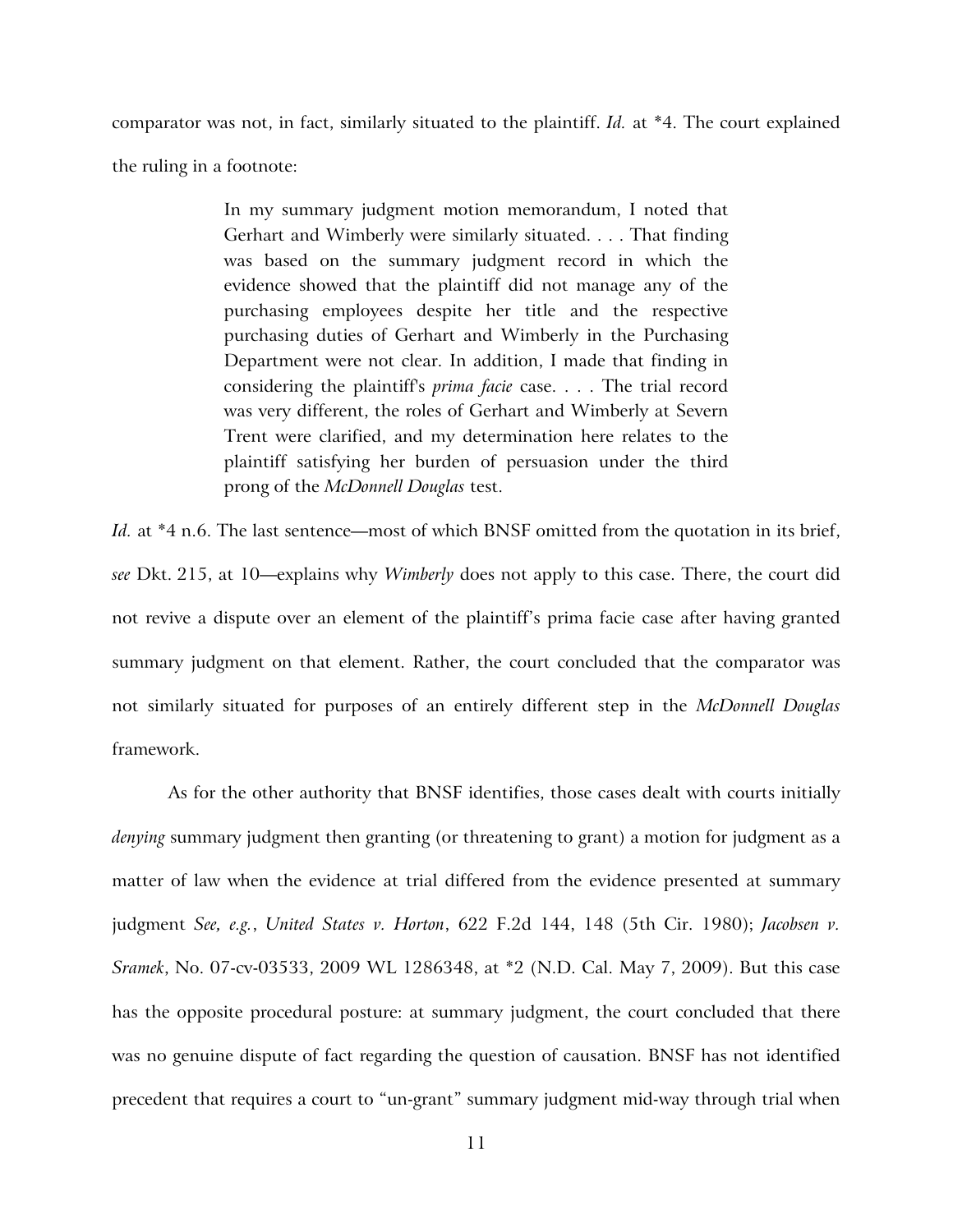comparator was not, in fact, similarly situated to the plaintiff. *Id.* at *4. The court explained the ruling in a footnote:

> In my summary judgment motion memorandum, I noted that Gerhart and Wimberly were similarly situated. . . . That finding was based on the summary judgment record in which the evidence showed that the plaintiff did not manage any of the purchasing employees despite her title and the respective purchasing duties of Gerhart and Wimberly in the Purchasing Department were not clear. In addition, I made that finding in considering the plaintiff's *prima facie* case. . . . The trial record was very different, the roles of Gerhart and Wimberly at Severn Trent were clarified, and my determination here relates to the plaintiff satisfying her burden of persuasion under the third prong of the *McDonnell Douglas* test.

*Id.* at *4 n.6. The last sentence—most of which BNSF omitted from the quotation in its brief, *see* Dkt. 215, at 10—explains why *Wimberly* does not apply to this case. There, the court did not revive a dispute over an element of the plaintiff's prima facie case after having granted summary judgment on that element. Rather, the court concluded that the comparator was not similarly situated for purposes of an entirely different step in the *McDonnell Douglas* framework.

As for the other authority that BNSF identifies, those cases dealt with courts initially *denying* summary judgment then granting (or threatening to grant) a motion for judgment as a matter of law when the evidence at trial differed from the evidence presented at summary judgment *See, e.g.*, *United States v. Horton*, 622 F.2d 144, 148 (5th Cir. 1980); *Jacobsen v. Sramek*, No. 07-cv-03533, 2009 WL 1286348, at *2 (N.D. Cal. May 7, 2009). But this case has the opposite procedural posture: at summary judgment, the court concluded that there was no genuine dispute of fact regarding the question of causation. BNSF has not identified precedent that requires a court to "un-grant" summary judgment mid-way through trial when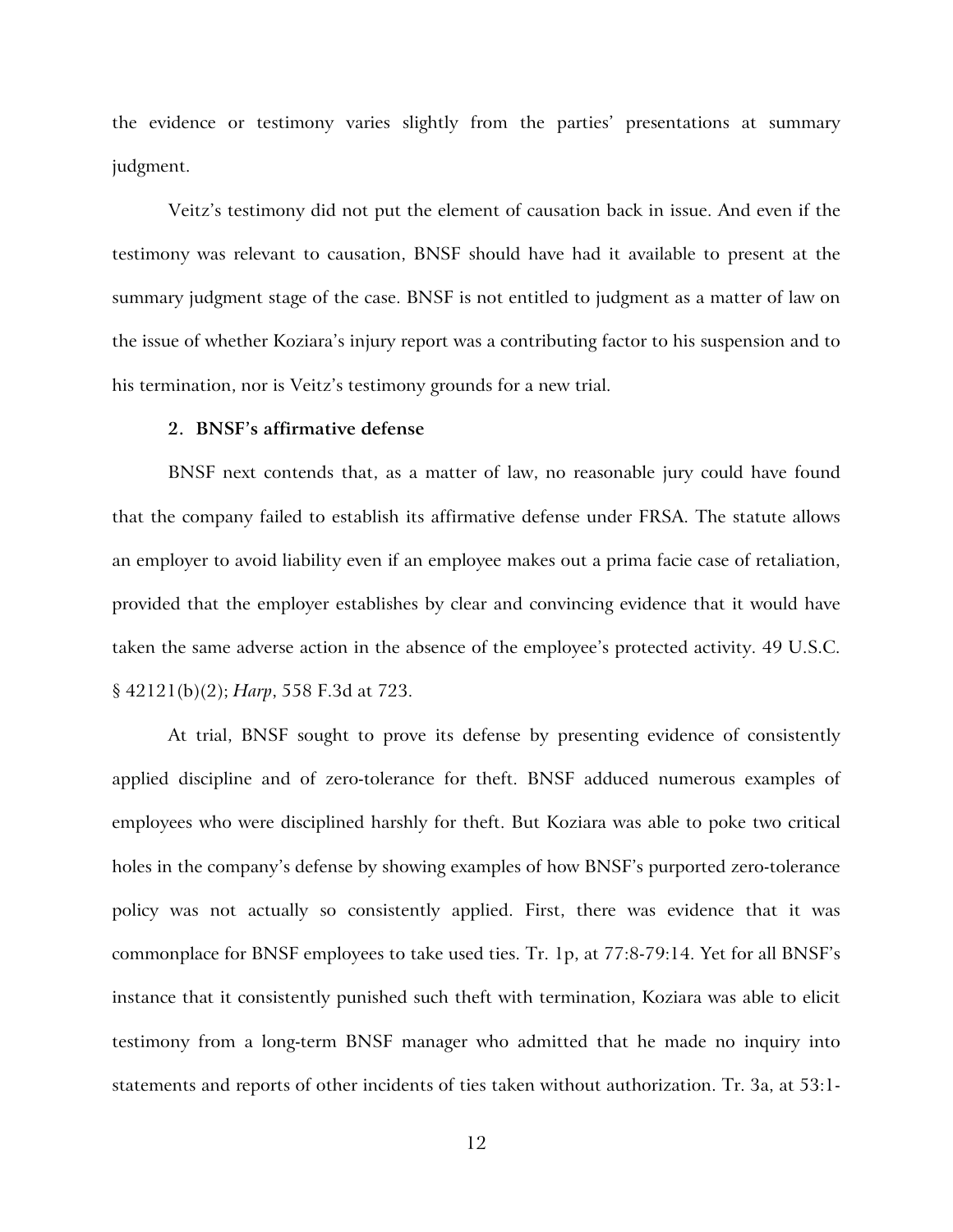the evidence or testimony varies slightly from the parties' presentations at summary judgment.

Veitz's testimony did not put the element of causation back in issue. And even if the testimony was relevant to causation, BNSF should have had it available to present at the summary judgment stage of the case. BNSF is not entitled to judgment as a matter of law on the issue of whether Koziara's injury report was a contributing factor to his suspension and to his termination, nor is Veitz's testimony grounds for a new trial.

### 2. BNSF's affirmative defense

BNSF next contends that, as a matter of law, no reasonable jury could have found that the company failed to establish its affirmative defense under FRSA. The statute allows an employer to avoid liability even if an employee makes out a prima facie case of retaliation, provided that the employer establishes by clear and convincing evidence that it would have taken the same adverse action in the absence of the employee's protected activity. 49 U.S.C. § 42121(b)(2); *Harp*, 558 F.3d at 723.

At trial, BNSF sought to prove its defense by presenting evidence of consistently applied discipline and of zero-tolerance for theft. BNSF adduced numerous examples of employees who were disciplined harshly for theft. But Koziara was able to poke two critical holes in the company's defense by showing examples of how BNSF's purported zero-tolerance policy was not actually so consistently applied. First, there was evidence that it was commonplace for BNSF employees to take used ties. Tr. 1p, at 77:8-79:14. Yet for all BNSF's instance that it consistently punished such theft with termination, Koziara was able to elicit testimony from a long-term BNSF manager who admitted that he made no inquiry into statements and reports of other incidents of ties taken without authorization. Tr. 3a, at 53:1-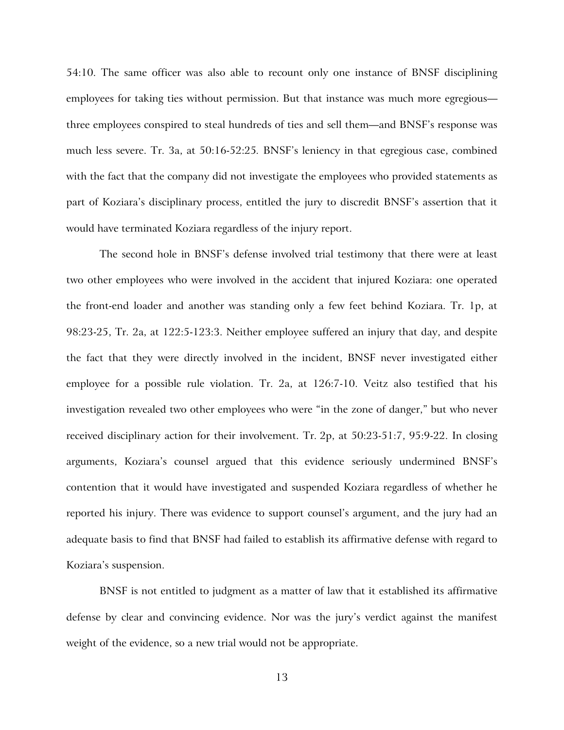54:10. The same officer was also able to recount only one instance of BNSF disciplining employees for taking ties without permission. But that instance was much more egregious—three employees conspired to steal hundreds of ties and sell them—and BNSF's response was much less severe. Tr. 3a, at 50:16-52:25. BNSF's leniency in that egregious case, combined with the fact that the company did not investigate the employees who provided statements as part of Koziara's disciplinary process, entitled the jury to discredit BNSF's assertion that it would have terminated Koziara regardless of the injury report.

The second hole in BNSF's defense involved trial testimony that there were at least two other employees who were involved in the accident that injured Koziara: one operated the front-end loader and another was standing only a few feet behind Koziara. Tr. 1p, at 98:23-25, Tr. 2a, at 122:5-123:3. Neither employee suffered an injury that day, and despite the fact that they were directly involved in the incident, BNSF never investigated either employee for a possible rule violation. Tr. 2a, at 126:7-10. Veitz also testified that his investigation revealed two other employees who were "in the zone of danger," but who never received disciplinary action for their involvement. Tr. 2p, at 50:23-51:7, 95:9-22. In closing arguments, Koziara's counsel argued that this evidence seriously undermined BNSF's contention that it would have investigated and suspended Koziara regardless of whether he reported his injury. There was evidence to support counsel's argument, and the jury had an adequate basis to find that BNSF had failed to establish its affirmative defense with regard to Koziara's suspension.

BNSF is not entitled to judgment as a matter of law that it established its affirmative defense by clear and convincing evidence. Nor was the jury's verdict against the manifest weight of the evidence, so a new trial would not be appropriate.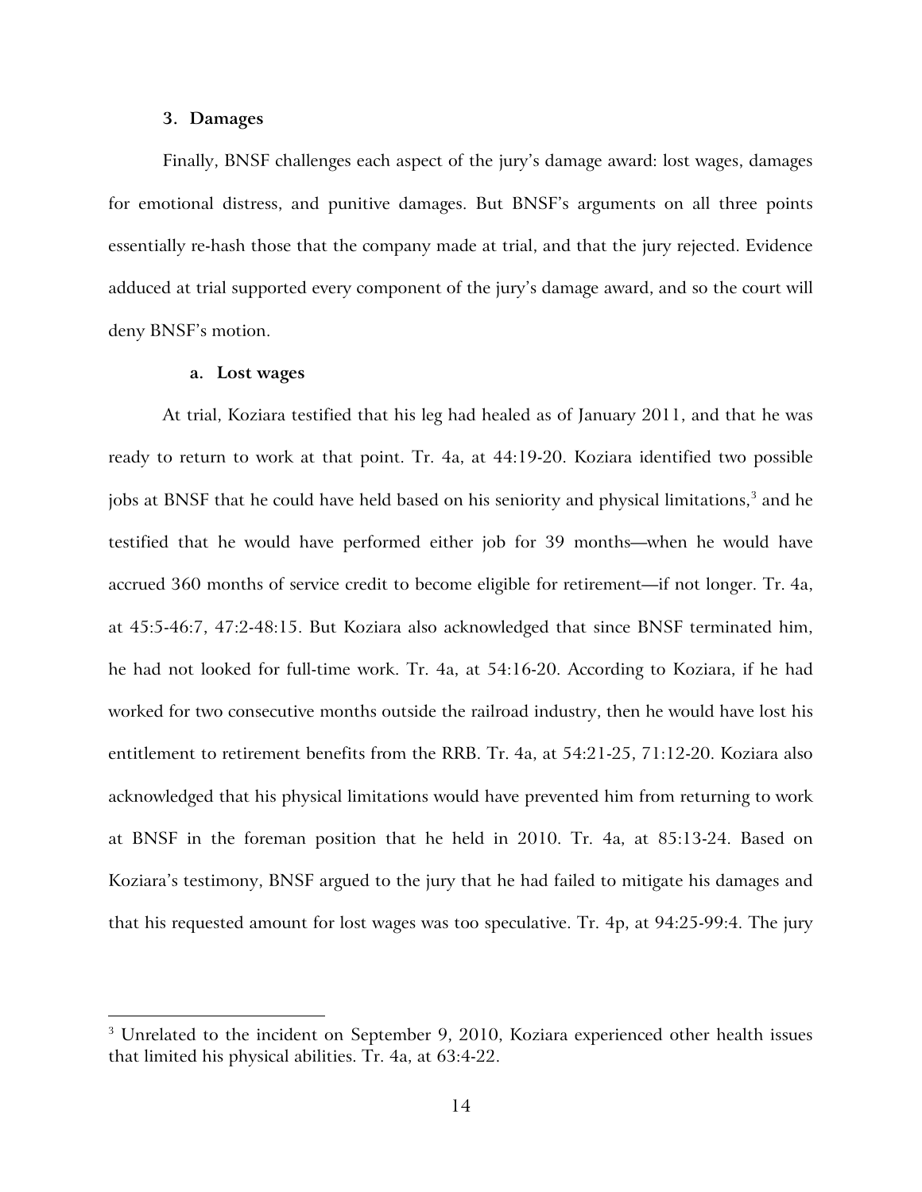### 3. Damages

Finally, BNSF challenges each aspect of the jury's damage award: lost wages, damages for emotional distress, and punitive damages. But BNSF's arguments on all three points essentially re-hash those that the company made at trial, and that the jury rejected. Evidence adduced at trial supported every component of the jury's damage award, and so the court will deny BNSF's motion.

#### a. Lost wages

At trial, Koziara testified that his leg had healed as of January 2011, and that he was ready to return to work at that point. Tr. 4a, at 44:19-20. Koziara identified two possible jobs at BNSF that he could have held based on his seniority and physical limitations,[3] and he testified that he would have performed either job for 39 months—when he would have accrued 360 months of service credit to become eligible for retirement—if not longer. Tr. 4a, at 45:5-46:7, 47:2-48:15. But Koziara also acknowledged that since BNSF terminated him, he had not looked for full-time work. Tr. 4a, at 54:16-20. According to Koziara, if he had worked for two consecutive months outside the railroad industry, then he would have lost his entitlement to retirement benefits from the RRB. Tr. 4a, at 54:21-25, 71:12-20. Koziara also acknowledged that his physical limitations would have prevented him from returning to work at BNSF in the foreman position that he held in 2010. Tr. 4a, at 85:13-24. Based on Koziara's testimony, BNSF argued to the jury that he had failed to mitigate his damages and that his requested amount for lost wages was too speculative. Tr. 4p, at 94:25-99:4. The jury

[3] Unrelated to the incident on September 9, 2010, Koziara experienced other health issues that limited his physical abilities. Tr. 4a, at 63:4-22.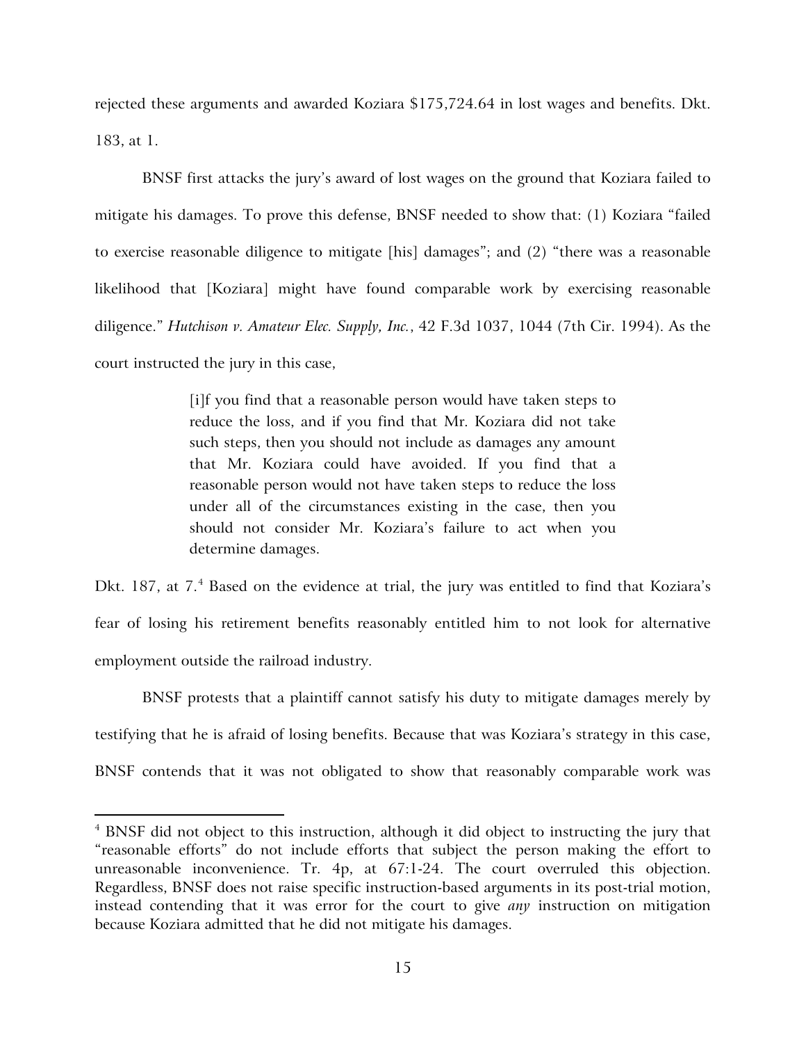rejected these arguments and awarded Koziara $175,724.64 in lost wages and benefits. Dkt. 183, at 1.

BNSF first attacks the jury's award of lost wages on the ground that Koziara failed to mitigate his damages. To prove this defense, BNSF needed to show that: (1) Koziara "failed to exercise reasonable diligence to mitigate [his] damages"; and (2) "there was a reasonable likelihood that [Koziara] might have found comparable work by exercising reasonable diligence." *Hutchison v. Amateur Elec. Supply, Inc.*, 42 F.3d 1037, 1044 (7th Cir. 1994). As the court instructed the jury in this case,

> [i]f you find that a reasonable person would have taken steps to reduce the loss, and if you find that Mr. Koziara did not take such steps, then you should not include as damages any amount that Mr. Koziara could have avoided. If you find that a reasonable person would not have taken steps to reduce the loss under all of the circumstances existing in the case, then you should not consider Mr. Koziara's failure to act when you determine damages.

Dkt. 187, at 7.[4] Based on the evidence at trial, the jury was entitled to find that Koziara's fear of losing his retirement benefits reasonably entitled him to not look for alternative employment outside the railroad industry.

BNSF protests that a plaintiff cannot satisfy his duty to mitigate damages merely by testifying that he is afraid of losing benefits. Because that was Koziara's strategy in this case, BNSF contends that it was not obligated to show that reasonably comparable work was

[4] BNSF did not object to this instruction, although it did object to instructing the jury that "reasonable efforts" do not include efforts that subject the person making the effort to unreasonable inconvenience. Tr. 4p, at 67:1-24. The court overruled this objection. Regardless, BNSF does not raise specific instruction-based arguments in its post-trial motion, instead contending that it was error for the court to give *any* instruction on mitigation because Koziara admitted that he did not mitigate his damages.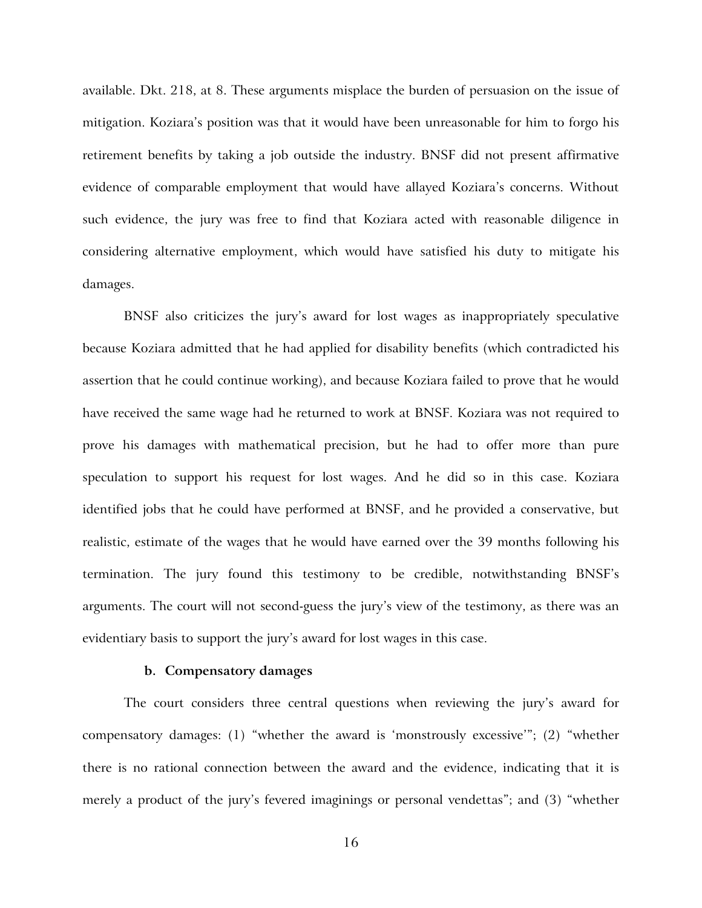available. Dkt. 218, at 8. These arguments misplace the burden of persuasion on the issue of mitigation. Koziara's position was that it would have been unreasonable for him to forgo his retirement benefits by taking a job outside the industry. BNSF did not present affirmative evidence of comparable employment that would have allayed Koziara's concerns. Without such evidence, the jury was free to find that Koziara acted with reasonable diligence in considering alternative employment, which would have satisfied his duty to mitigate his damages.

BNSF also criticizes the jury's award for lost wages as inappropriately speculative because Koziara admitted that he had applied for disability benefits (which contradicted his assertion that he could continue working), and because Koziara failed to prove that he would have received the same wage had he returned to work at BNSF. Koziara was not required to prove his damages with mathematical precision, but he had to offer more than pure speculation to support his request for lost wages. And he did so in this case. Koziara identified jobs that he could have performed at BNSF, and he provided a conservative, but realistic, estimate of the wages that he would have earned over the 39 months following his termination. The jury found this testimony to be credible, notwithstanding BNSF's arguments. The court will not second-guess the jury's view of the testimony, as there was an evidentiary basis to support the jury's award for lost wages in this case.

**b. Compensatory damages**

The court considers three central questions when reviewing the jury's award for compensatory damages: (1) "whether the award is 'monstrously excessive'"; (2) "whether there is no rational connection between the award and the evidence, indicating that it is merely a product of the jury's fevered imaginings or personal vendettas"; and (3) "whether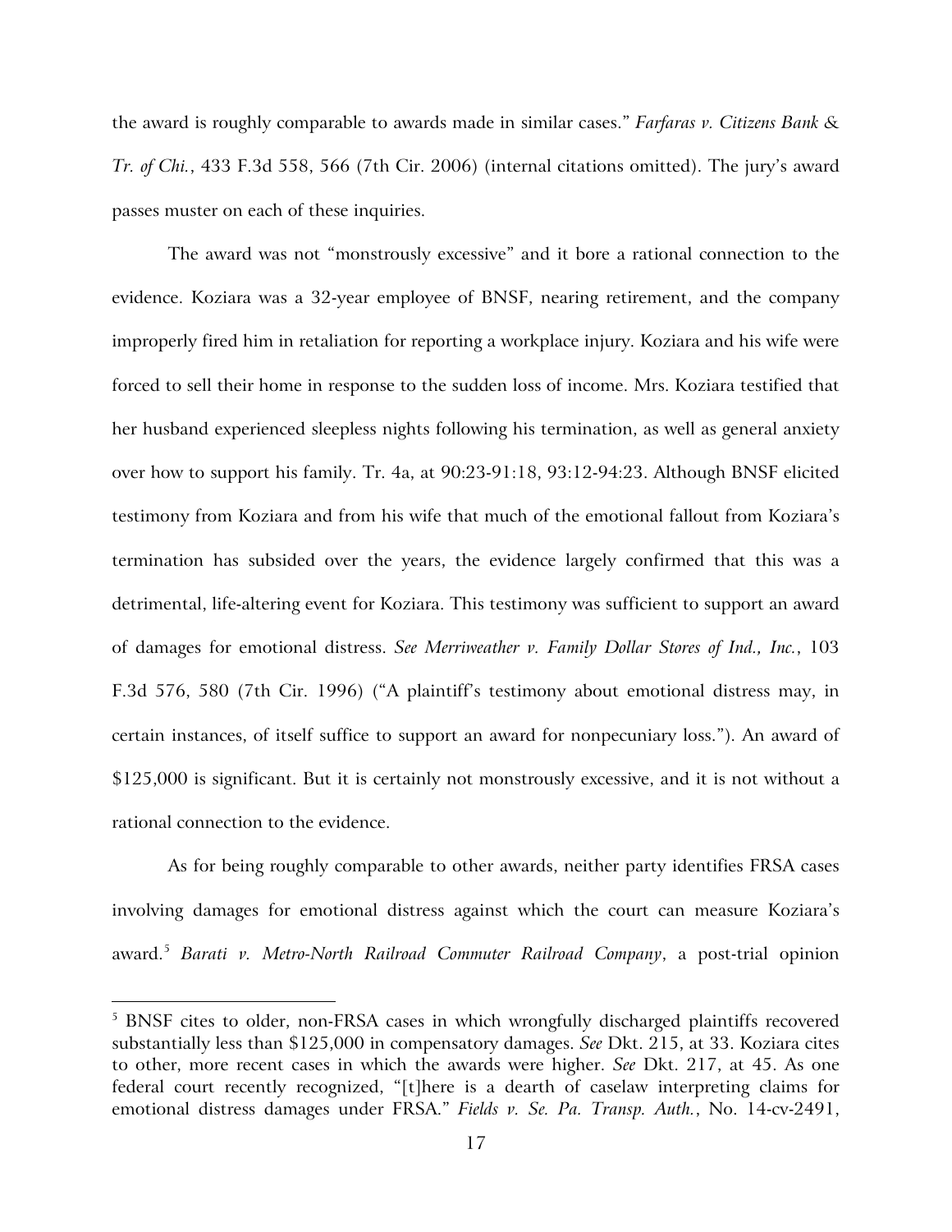the award is roughly comparable to awards made in similar cases." *Farfaras v. Citizens Bank & Tr. of Chi.*, 433 F.3d 558, 566 (7th Cir. 2006) (internal citations omitted). The jury's award passes muster on each of these inquiries.

The award was not "monstrously excessive" and it bore a rational connection to the evidence. Koziara was a 32-year employee of BNSF, nearing retirement, and the company improperly fired him in retaliation for reporting a workplace injury. Koziara and his wife were forced to sell their home in response to the sudden loss of income. Mrs. Koziara testified that her husband experienced sleepless nights following his termination, as well as general anxiety over how to support his family. Tr. 4a, at 90:23-91:18, 93:12-94:23. Although BNSF elicited testimony from Koziara and from his wife that much of the emotional fallout from Koziara's termination has subsided over the years, the evidence largely confirmed that this was a detrimental, life-altering event for Koziara. This testimony was sufficient to support an award of damages for emotional distress. *See Merriweather v. Family Dollar Stores of Ind., Inc.*, 103 F.3d 576, 580 (7th Cir. 1996) ("A plaintiff's testimony about emotional distress may, in certain instances, of itself suffice to support an award for nonpecuniary loss."). An award of $125,000 is significant. But it is certainly not monstrously excessive, and it is not without a rational connection to the evidence.

As for being roughly comparable to other awards, neither party identifies FRSA cases involving damages for emotional distress against which the court can measure Koziara's award.[5] *Barati v. Metro-North Railroad Commuter Railroad Company*, a post-trial opinion

---

[5] BNSF cites to older, non-FRSA cases in which wrongfully discharged plaintiffs recovered substantially less than $125,000 in compensatory damages. *See* Dkt. 215, at 33. Koziara cites to other, more recent cases in which the awards were higher. *See* Dkt. 217, at 45. As one federal court recently recognized, "[t]here is a dearth of caselaw interpreting claims for emotional distress damages under FRSA." *Fields v. Se. Pa. Transp. Auth.*, No. 14-cv-2491,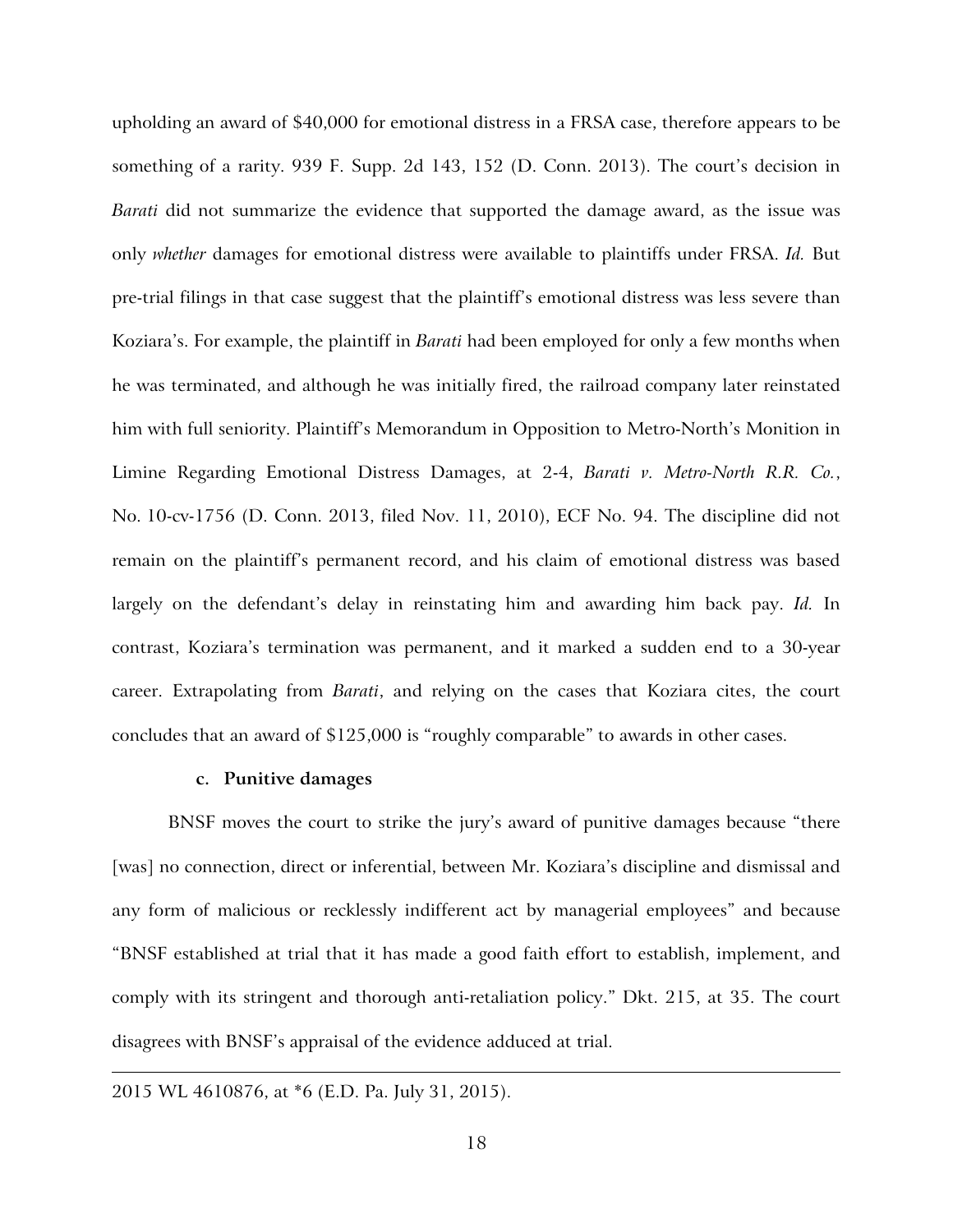upholding an award of $40,000 for emotional distress in a FRSA case, therefore appears to be something of a rarity. 939 F. Supp. 2d 143, 152 (D. Conn. 2013). The court's decision in *Barati* did not summarize the evidence that supported the damage award, as the issue was only *whether* damages for emotional distress were available to plaintiffs under FRSA. *Id.* But pre-trial filings in that case suggest that the plaintiff's emotional distress was less severe than Koziara's. For example, the plaintiff in *Barati* had been employed for only a few months when he was terminated, and although he was initially fired, the railroad company later reinstated him with full seniority. Plaintiff's Memorandum in Opposition to Metro-North's Monition in Limine Regarding Emotional Distress Damages, at 2-4, *Barati v. Metro-North R.R. Co.*, No. 10-cv-1756 (D. Conn. 2013, filed Nov. 11, 2010), ECF No. 94. The discipline did not remain on the plaintiff's permanent record, and his claim of emotional distress was based largely on the defendant's delay in reinstating him and awarding him back pay. *Id.* In contrast, Koziara's termination was permanent, and it marked a sudden end to a 30-year career. Extrapolating from *Barati*, and relying on the cases that Koziara cites, the court concludes that an award of $125,000 is "roughly comparable" to awards in other cases.

#### c. Punitive damages

BNSF moves the court to strike the jury's award of punitive damages because "there [was] no connection, direct or inferential, between Mr. Koziara's discipline and dismissal and any form of malicious or recklessly indifferent act by managerial employees" and because "BNSF established at trial that it has made a good faith effort to establish, implement, and comply with its stringent and thorough anti-retaliation policy." Dkt. 215, at 35. The court disagrees with BNSF's appraisal of the evidence adduced at trial.

---

2015 WL 4610876, at *6 (E.D. Pa. July 31, 2015).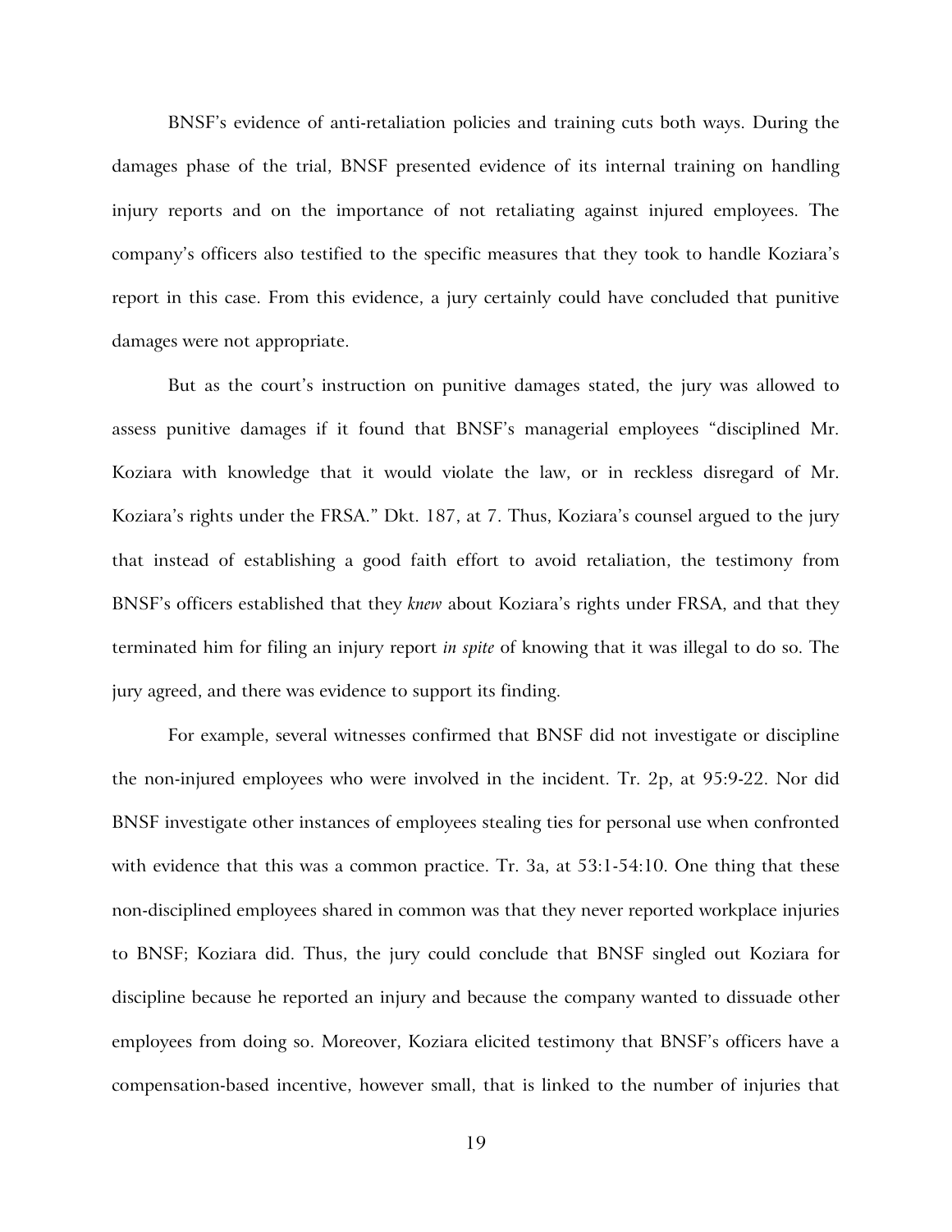BNSF's evidence of anti-retaliation policies and training cuts both ways. During the damages phase of the trial, BNSF presented evidence of its internal training on handling injury reports and on the importance of not retaliating against injured employees. The company's officers also testified to the specific measures that they took to handle Koziara's report in this case. From this evidence, a jury certainly could have concluded that punitive damages were not appropriate.

But as the court's instruction on punitive damages stated, the jury was allowed to assess punitive damages if it found that BNSF's managerial employees "disciplined Mr. Koziara with knowledge that it would violate the law, or in reckless disregard of Mr. Koziara's rights under the FRSA." Dkt. 187, at 7. Thus, Koziara's counsel argued to the jury that instead of establishing a good faith effort to avoid retaliation, the testimony from BNSF's officers established that they *knew* about Koziara's rights under FRSA, and that they terminated him for filing an injury report *in spite* of knowing that it was illegal to do so. The jury agreed, and there was evidence to support its finding.

For example, several witnesses confirmed that BNSF did not investigate or discipline the non-injured employees who were involved in the incident. Tr. 2p, at 95:9-22. Nor did BNSF investigate other instances of employees stealing ties for personal use when confronted with evidence that this was a common practice. Tr. 3a, at 53:1-54:10. One thing that these non-disciplined employees shared in common was that they never reported workplace injuries to BNSF; Koziara did. Thus, the jury could conclude that BNSF singled out Koziara for discipline because he reported an injury and because the company wanted to dissuade other employees from doing so. Moreover, Koziara elicited testimony that BNSF's officers have a compensation-based incentive, however small, that is linked to the number of injuries that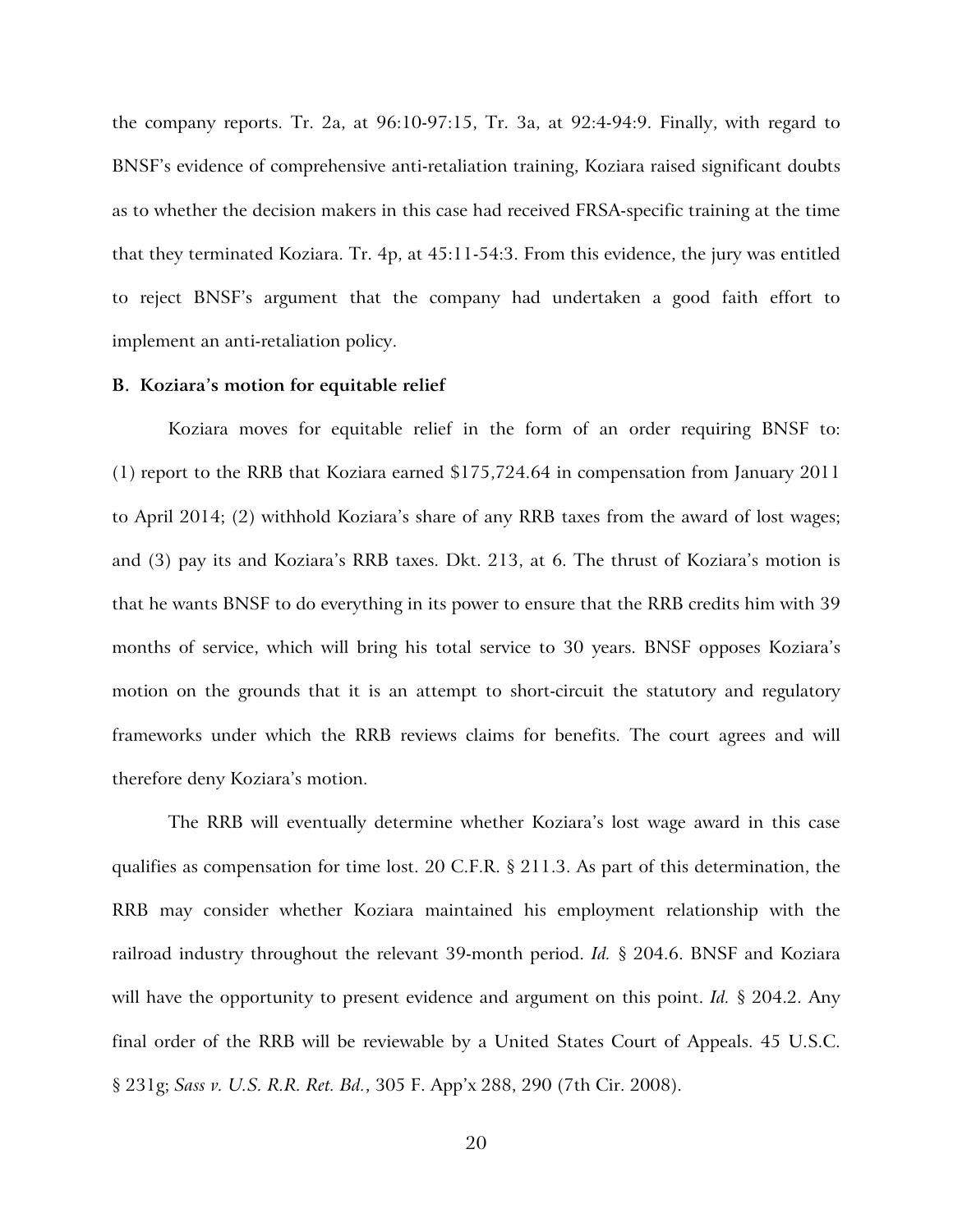the company reports. Tr. 2a, at 96:10-97:15, Tr. 3a, at 92:4-94:9. Finally, with regard to BNSF's evidence of comprehensive anti-retaliation training, Koziara raised significant doubts as to whether the decision makers in this case had received FRSA-specific training at the time that they terminated Koziara. Tr. 4p, at 45:11-54:3. From this evidence, the jury was entitled to reject BNSF's argument that the company had undertaken a good faith effort to implement an anti-retaliation policy.

**B. Koziara's motion for equitable relief**

Koziara moves for equitable relief in the form of an order requiring BNSF to: (1) report to the RRB that Koziara earned $175,724.64 in compensation from January 2011 to April 2014; (2) withhold Koziara's share of any RRB taxes from the award of lost wages; and (3) pay its and Koziara's RRB taxes. Dkt. 213, at 6. The thrust of Koziara's motion is that he wants BNSF to do everything in its power to ensure that the RRB credits him with 39 months of service, which will bring his total service to 30 years. BNSF opposes Koziara's motion on the grounds that it is an attempt to short-circuit the statutory and regulatory frameworks under which the RRB reviews claims for benefits. The court agrees and will therefore deny Koziara's motion.

The RRB will eventually determine whether Koziara's lost wage award in this case qualifies as compensation for time lost. 20 C.F.R. § 211.3. As part of this determination, the RRB may consider whether Koziara maintained his employment relationship with the railroad industry throughout the relevant 39-month period. *Id.* § 204.6. BNSF and Koziara will have the opportunity to present evidence and argument on this point. *Id.* § 204.2. Any final order of the RRB will be reviewable by a United States Court of Appeals. 45 U.S.C. § 231g; *Sass v. U.S. R.R. Ret. Bd.*, 305 F. App'x 288, 290 (7th Cir. 2008).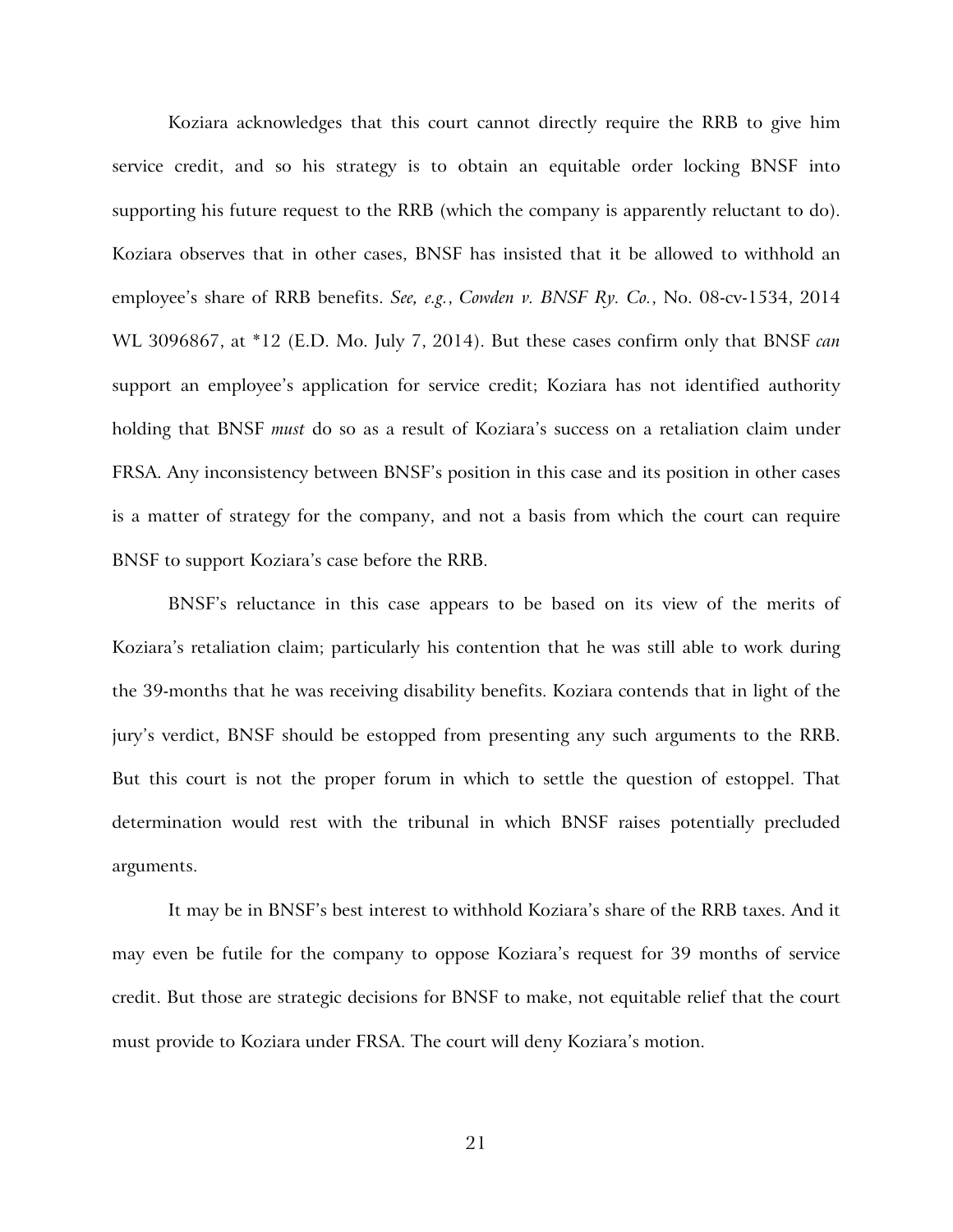Koziara acknowledges that this court cannot directly require the RRB to give him service credit, and so his strategy is to obtain an equitable order locking BNSF into supporting his future request to the RRB (which the company is apparently reluctant to do). Koziara observes that in other cases, BNSF has insisted that it be allowed to withhold an employee's share of RRB benefits. *See, e.g.*, *Cowden v. BNSF Ry. Co.*, No. 08-cv-1534, 2014 WL 3096867, at *12 (E.D. Mo. July 7, 2014). But these cases confirm only that BNSF *can* support an employee's application for service credit; Koziara has not identified authority holding that BNSF *must* do so as a result of Koziara's success on a retaliation claim under FRSA. Any inconsistency between BNSF's position in this case and its position in other cases is a matter of strategy for the company, and not a basis from which the court can require BNSF to support Koziara's case before the RRB.

BNSF's reluctance in this case appears to be based on its view of the merits of Koziara's retaliation claim; particularly his contention that he was still able to work during the 39-months that he was receiving disability benefits. Koziara contends that in light of the jury's verdict, BNSF should be estopped from presenting any such arguments to the RRB. But this court is not the proper forum in which to settle the question of estoppel. That determination would rest with the tribunal in which BNSF raises potentially precluded arguments.

It may be in BNSF's best interest to withhold Koziara's share of the RRB taxes. And it may even be futile for the company to oppose Koziara's request for 39 months of service credit. But those are strategic decisions for BNSF to make, not equitable relief that the court must provide to Koziara under FRSA. The court will deny Koziara's motion.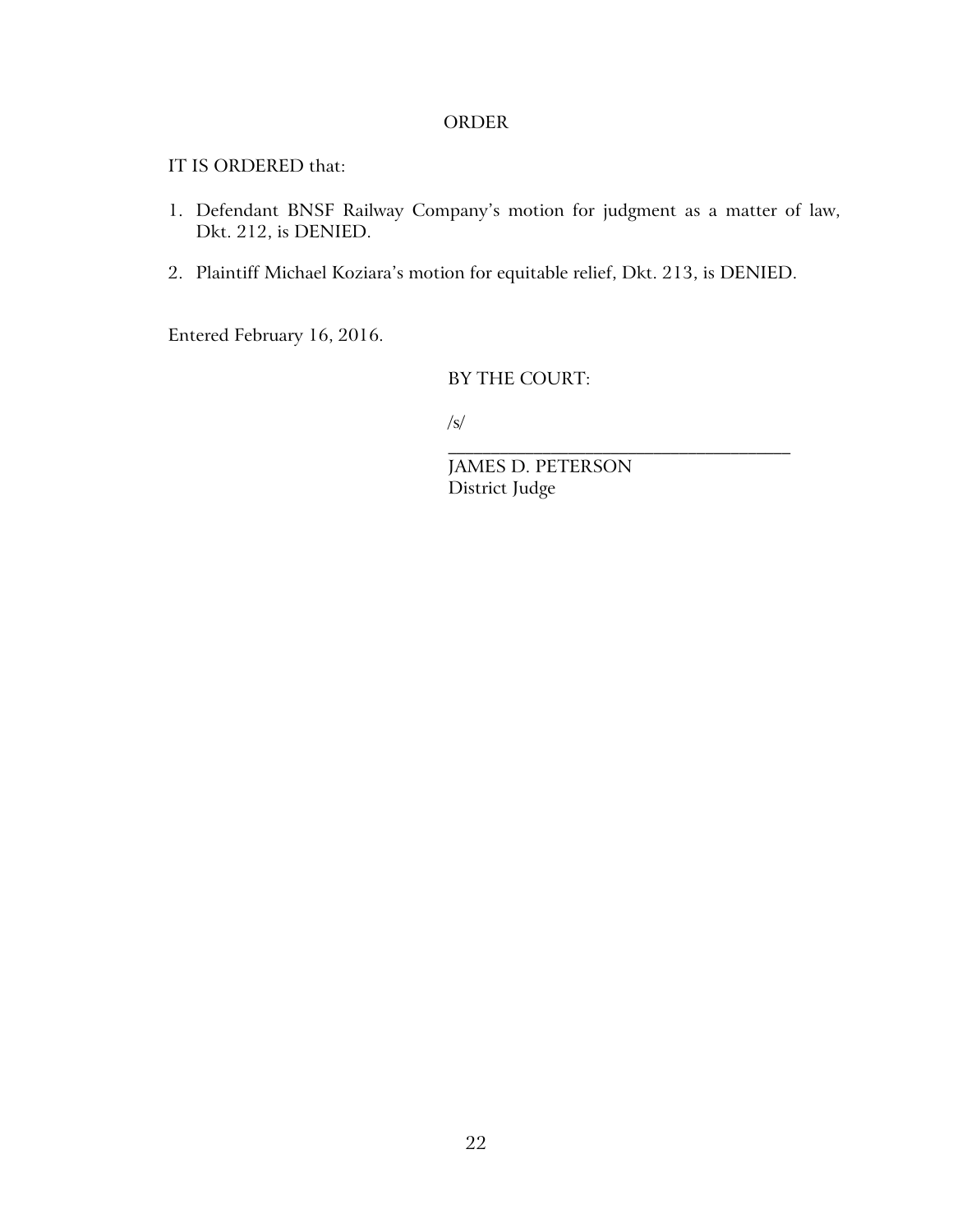## ORDER

IT IS ORDERED that:

1. Defendant BNSF Railway Company's motion for judgment as a matter of law, Dkt. 212, is DENIED.
2. Plaintiff Michael Koziara's motion for equitable relief, Dkt. 213, is DENIED.

Entered February 16, 2016.

BY THE COURT:

/s/

JAMES D. PETERSON
District Judge